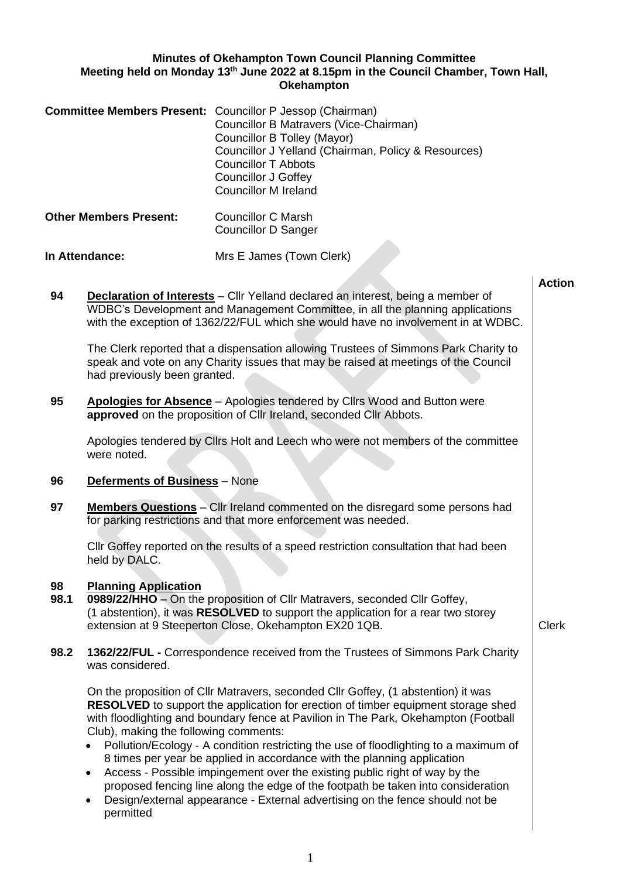**Minutes of Okehampton Town Council Planning Committee**
**Meeting held on Monday 13th June 2022 at 8.15pm in the Council Chamber, Town Hall, Okehampton**

**Committee Members Present:** Councillor P Jessop (Chairman)
Councillor B Matravers (Vice-Chairman)
Councillor B Tolley (Mayor)
Councillor J Yelland (Chairman, Policy & Resources)
Councillor T Abbots
Councillor J Goffey
Councillor M Ireland

**Other Members Present:** Councillor C Marsh
Councillor D Sanger

**In Attendance:** Mrs E James (Town Clerk)

| | | **Action** |
|---|---|---|
| **94** | **Declaration of Interests** – Cllr Yelland declared an interest, being a member of WDBC's Development and Management Committee, in all the planning applications with the exception of 1362/22/FUL which she would have no involvement in at WDBC.<br><br>The Clerk reported that a dispensation allowing Trustees of Simmons Park Charity to speak and vote on any Charity issues that may be raised at meetings of the Council had previously been granted. | |
| **95** | **Apologies for Absence** – Apologies tendered by Cllrs Wood and Button were **approved** on the proposition of Cllr Ireland, seconded Cllr Abbots.<br><br>Apologies tendered by Cllrs Holt and Leech who were not members of the committee were noted. | |
| **96** | **Deferments of Business** – None | |
| **97** | **Members Questions** – Cllr Ireland commented on the disregard some persons had for parking restrictions and that more enforcement was needed.<br><br>Cllr Goffey reported on the results of a speed restriction consultation that had been held by DALC. | |
| **98** | **Planning Application** | |
| **98.1** | **0989/22/HHO** – On the proposition of Cllr Matravers, seconded Cllr Goffey, (1 abstention), it was **RESOLVED** to support the application for a rear two storey extension at 9 Steeperton Close, Okehampton EX20 1QB. | Clerk |
| **98.2** | **1362/22/FUL -** Correspondence received from the Trustees of Simmons Park Charity was considered.<br><br>On the proposition of Cllr Matravers, seconded Cllr Goffey, (1 abstention) it was **RESOLVED** to support the application for erection of timber equipment storage shed with floodlighting and boundary fence at Pavilion in The Park, Okehampton (Football Club), making the following comments:<br>• Pollution/Ecology - A condition restricting the use of floodlighting to a maximum of 8 times per year be applied in accordance with the planning application<br>• Access - Possible impingement over the existing public right of way by the proposed fencing line along the edge of the footpath be taken into consideration<br>• Design/external appearance - External advertising on the fence should not be permitted | |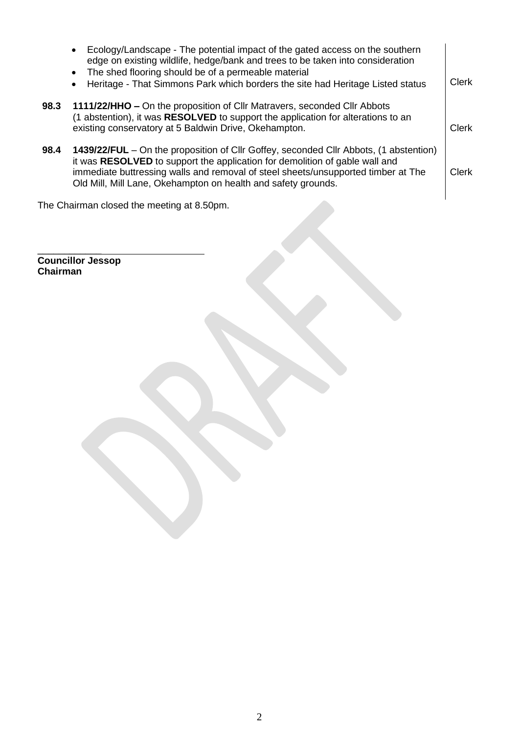- Ecology/Landscape - The potential impact of the gated access on the southern edge on existing wildlife, hedge/bank and trees to be taken into consideration
- The shed flooring should be of a permeable material
- Heritage - That Simmons Park which borders the site had Heritage Listed status — Clerk

**98.3** **1111/22/HHO –** On the proposition of Cllr Matravers, seconded Cllr Abbots (1 abstention), it was **RESOLVED** to support the application for alterations to an existing conservatory at 5 Baldwin Drive, Okehampton. — Clerk

**98.4** **1439/22/FUL** – On the proposition of Cllr Goffey, seconded Cllr Abbots, (1 abstention) it was **RESOLVED** to support the application for demolition of gable wall and immediate buttressing walls and removal of steel sheets/unsupported timber at The Old Mill, Mill Lane, Okehampton on health and safety grounds. — Clerk

The Chairman closed the meeting at 8.50pm.

\_\_\_\_\_\_\_\_\_\_\_\_\_\_\_\_\_\_\_\_\_\_\_\_\_\_\_\_\_\_

**Councillor Jessop**
**Chairman**

DRAFT